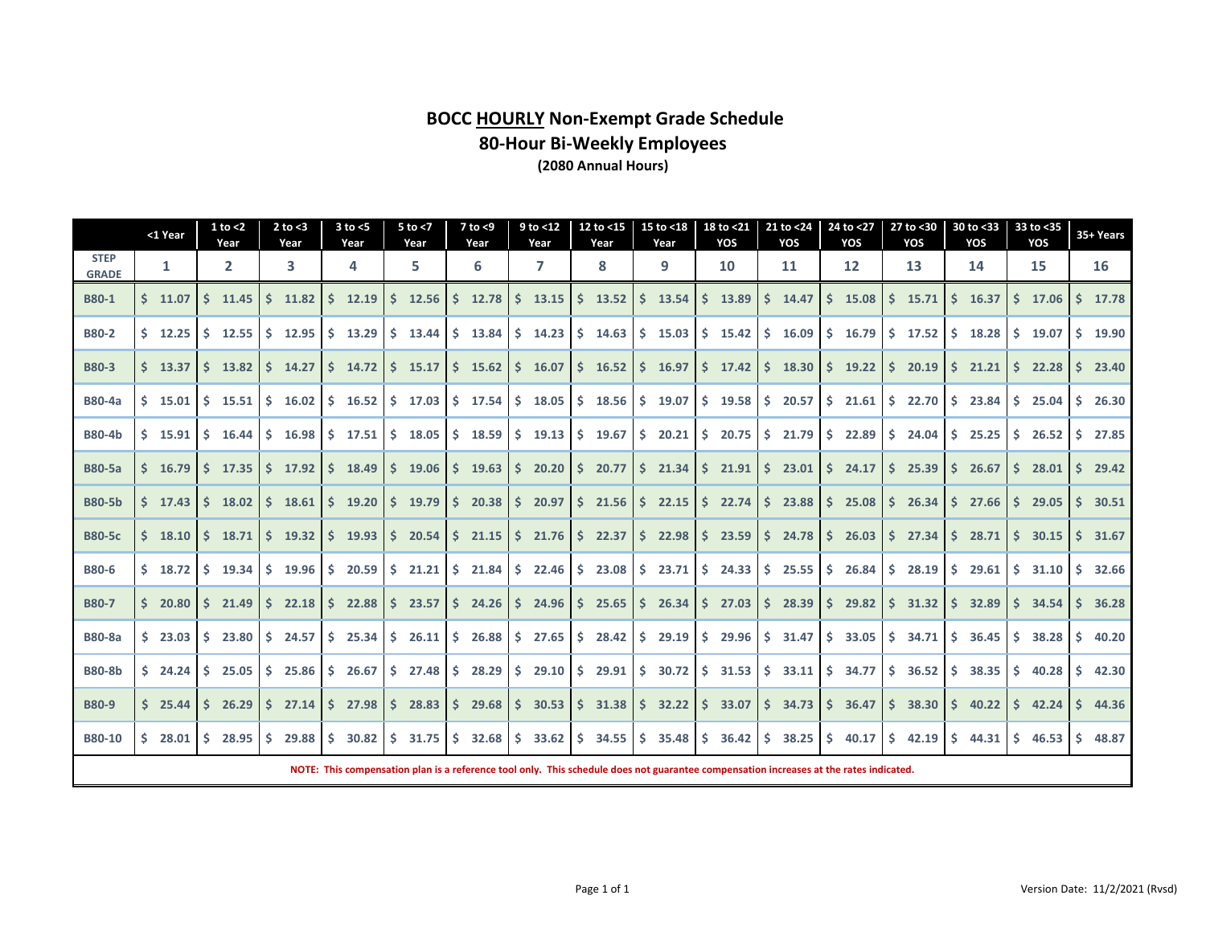# BOCC HOURLY Non-Exempt Grade Schedule

## 80-Hour Bi-Weekly Employees

**(2080 Annual Hours)**

| | <1 Year | 1 to <2 Year | 2 to <3 Year | 3 to <5 Year | 5 to <7 Year | 7 to <9 Year | 9 to <12 Year | 12 to <15 Year | 15 to <18 Year | 18 to <21 YOS | 21 to <24 YOS | 24 to <27 YOS | 27 to <30 YOS | 30 to <33 YOS | 33 to <35 YOS | 35+ Years |
|---|---|---|---|---|---|---|---|---|---|---|---|---|---|---|---|---|
| STEP GRADE | 1 | 2 | 3 | 4 | 5 | 6 | 7 | 8 | 9 | 10 | 11 | 12 | 13 | 14 | 15 | 16 |
| B80-1 | $ 11.07 | $ 11.45 | $ 11.82 | $ 12.19 | $ 12.56 | $ 12.78 | $ 13.15 | $ 13.52 | $ 13.54 | $ 13.89 | $ 14.47 | $ 15.08 | $ 15.71 | $ 16.37 | $ 17.06 | $ 17.78 |
| B80-2 | $ 12.25 | $ 12.55 | $ 12.95 | $ 13.29 | $ 13.44 | $ 13.84 | $ 14.23 | $ 14.63 | $ 15.03 | $ 15.42 | $ 16.09 | $ 16.79 | $ 17.52 | $ 18.28 | $ 19.07 | $ 19.90 |
| B80-3 | $ 13.37 | $ 13.82 | $ 14.27 | $ 14.72 | $ 15.17 | $ 15.62 | $ 16.07 | $ 16.52 | $ 16.97 | $ 17.42 | $ 18.30 | $ 19.22 | $ 20.19 | $ 21.21 | $ 22.28 | $ 23.40 |
| B80-4a | $ 15.01 | $ 15.51 | $ 16.02 | $ 16.52 | $ 17.03 | $ 17.54 | $ 18.05 | $ 18.56 | $ 19.07 | $ 19.58 | $ 20.57 | $ 21.61 | $ 22.70 | $ 23.84 | $ 25.04 | $ 26.30 |
| B80-4b | $ 15.91 | $ 16.44 | $ 16.98 | $ 17.51 | $ 18.05 | $ 18.59 | $ 19.13 | $ 19.67 | $ 20.21 | $ 20.75 | $ 21.79 | $ 22.89 | $ 24.04 | $ 25.25 | $ 26.52 | $ 27.85 |
| B80-5a | $ 16.79 | $ 17.35 | $ 17.92 | $ 18.49 | $ 19.06 | $ 19.63 | $ 20.20 | $ 20.77 | $ 21.34 | $ 21.91 | $ 23.01 | $ 24.17 | $ 25.39 | $ 26.67 | $ 28.01 | $ 29.42 |
| B80-5b | $ 17.43 | $ 18.02 | $ 18.61 | $ 19.20 | $ 19.79 | $ 20.38 | $ 20.97 | $ 21.56 | $ 22.15 | $ 22.74 | $ 23.88 | $ 25.08 | $ 26.34 | $ 27.66 | $ 29.05 | $ 30.51 |
| B80-5c | $ 18.10 | $ 18.71 | $ 19.32 | $ 19.93 | $ 20.54 | $ 21.15 | $ 21.76 | $ 22.37 | $ 22.98 | $ 23.59 | $ 24.78 | $ 26.03 | $ 27.34 | $ 28.71 | $ 30.15 | $ 31.67 |
| B80-6 | $ 18.72 | $ 19.34 | $ 19.96 | $ 20.59 | $ 21.21 | $ 21.84 | $ 22.46 | $ 23.08 | $ 23.71 | $ 24.33 | $ 25.55 | $ 26.84 | $ 28.19 | $ 29.61 | $ 31.10 | $ 32.66 |
| B80-7 | $ 20.80 | $ 21.49 | $ 22.18 | $ 22.88 | $ 23.57 | $ 24.26 | $ 24.96 | $ 25.65 | $ 26.34 | $ 27.03 | $ 28.39 | $ 29.82 | $ 31.32 | $ 32.89 | $ 34.54 | $ 36.28 |
| B80-8a | $ 23.03 | $ 23.80 | $ 24.57 | $ 25.34 | $ 26.11 | $ 26.88 | $ 27.65 | $ 28.42 | $ 29.19 | $ 29.96 | $ 31.47 | $ 33.05 | $ 34.71 | $ 36.45 | $ 38.28 | $ 40.20 |
| B80-8b | $ 24.24 | $ 25.05 | $ 25.86 | $ 26.67 | $ 27.48 | $ 28.29 | $ 29.10 | $ 29.91 | $ 30.72 | $ 31.53 | $ 33.11 | $ 34.77 | $ 36.52 | $ 38.35 | $ 40.28 | $ 42.30 |
| B80-9 | $ 25.44 | $ 26.29 | $ 27.14 | $ 27.98 | $ 28.83 | $ 29.68 | $ 30.53 | $ 31.38 | $ 32.22 | $ 33.07 | $ 34.73 | $ 36.47 | $ 38.30 | $ 40.22 | $ 42.24 | $ 44.36 |
| B80-10 | $ 28.01 | $ 28.95 | $ 29.88 | $ 30.82 | $ 31.75 | $ 32.68 | $ 33.62 | $ 34.55 | $ 35.48 | $ 36.42 | $ 38.25 | $ 40.17 | $ 42.19 | $ 44.31 | $ 46.53 | $ 48.87 |

**NOTE: This compensation plan is a reference tool only. This schedule does not guarantee compensation increases at the rates indicated.**

Version Date: 11/2/2021 (Rvsd)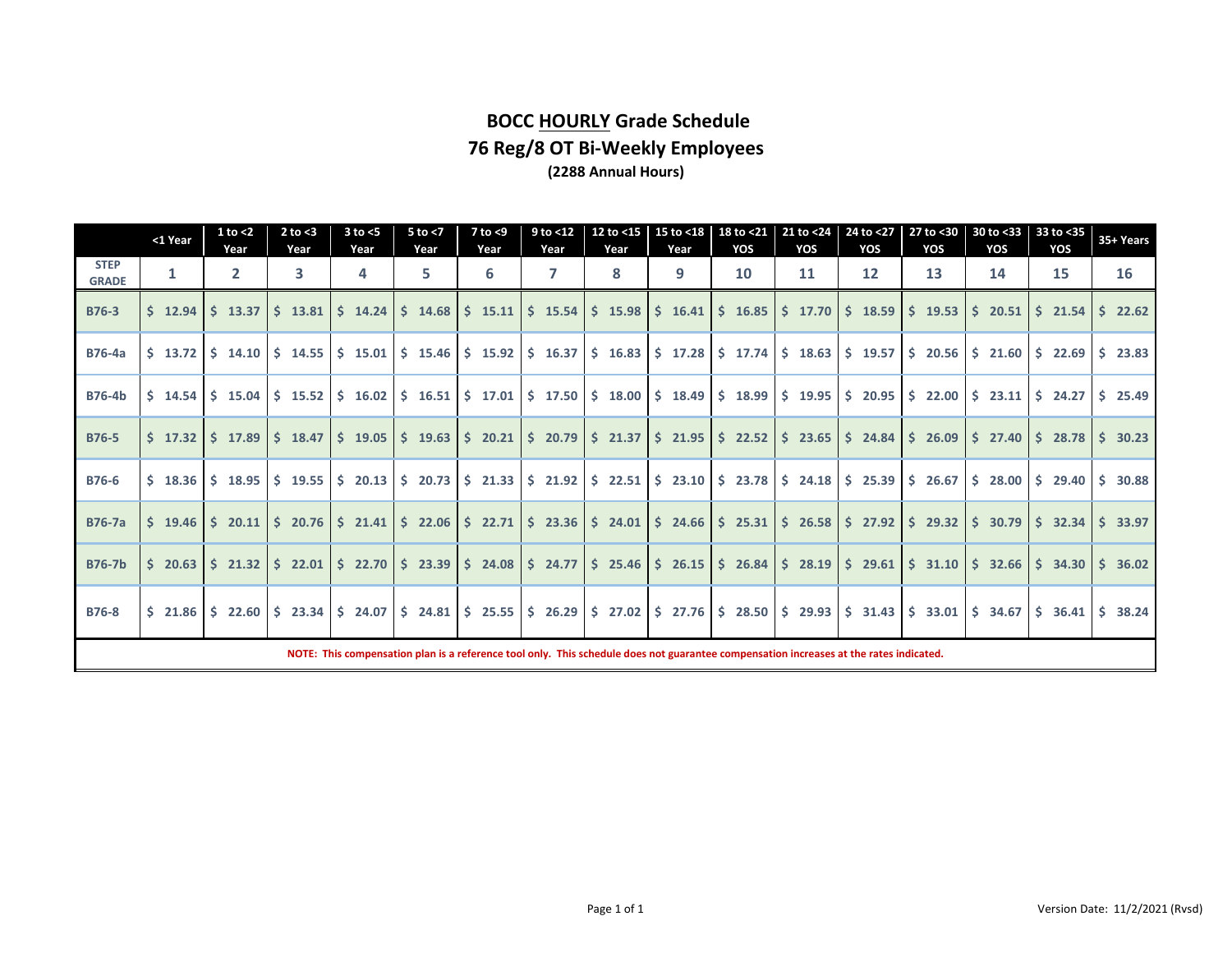# BOCC HOURLY Grade Schedule

## 76 Reg/8 OT Bi-Weekly Employees

**(2288 Annual Hours)**

| | <1 Year | 1 to <2 Year | 2 to <3 Year | 3 to <5 Year | 5 to <7 Year | 7 to <9 Year | 9 to <12 Year | 12 to <15 Year | 15 to <18 Year | 18 to <21 YOS | 21 to <24 YOS | 24 to <27 YOS | 27 to <30 YOS | 30 to <33 YOS | 33 to <35 YOS | 35+ Years |
|---|---|---|---|---|---|---|---|---|---|---|---|---|---|---|---|---|
| **STEP GRADE** | **1** | **2** | **3** | **4** | **5** | **6** | **7** | **8** | **9** | **10** | **11** | **12** | **13** | **14** | **15** | **16** |
| **B76-3** | $ 12.94 | $ 13.37 | $ 13.81 | $ 14.24 | $ 14.68 | $ 15.11 | $ 15.54 | $ 15.98 | $ 16.41 | $ 16.85 | $ 17.70 | $ 18.59 | $ 19.53 | $ 20.51 | $ 21.54 | $ 22.62 |
| **B76-4a** | $ 13.72 | $ 14.10 | $ 14.55 | $ 15.01 | $ 15.46 | $ 15.92 | $ 16.37 | $ 16.83 | $ 17.28 | $ 17.74 | $ 18.63 | $ 19.57 | $ 20.56 | $ 21.60 | $ 22.69 | $ 23.83 |
| **B76-4b** | $ 14.54 | $ 15.04 | $ 15.52 | $ 16.02 | $ 16.51 | $ 17.01 | $ 17.50 | $ 18.00 | $ 18.49 | $ 18.99 | $ 19.95 | $ 20.95 | $ 22.00 | $ 23.11 | $ 24.27 | $ 25.49 |
| **B76-5** | $ 17.32 | $ 17.89 | $ 18.47 | $ 19.05 | $ 19.63 | $ 20.21 | $ 20.79 | $ 21.37 | $ 21.95 | $ 22.52 | $ 23.65 | $ 24.84 | $ 26.09 | $ 27.40 | $ 28.78 | $ 30.23 |
| **B76-6** | $ 18.36 | $ 18.95 | $ 19.55 | $ 20.13 | $ 20.73 | $ 21.33 | $ 21.92 | $ 22.51 | $ 23.10 | $ 23.78 | $ 24.18 | $ 25.39 | $ 26.67 | $ 28.00 | $ 29.40 | $ 30.88 |
| **B76-7a** | $ 19.46 | $ 20.11 | $ 20.76 | $ 21.41 | $ 22.06 | $ 22.71 | $ 23.36 | $ 24.01 | $ 24.66 | $ 25.31 | $ 26.58 | $ 27.92 | $ 29.32 | $ 30.79 | $ 32.34 | $ 33.97 |
| **B76-7b** | $ 20.63 | $ 21.32 | $ 22.01 | $ 22.70 | $ 23.39 | $ 24.08 | $ 24.77 | $ 25.46 | $ 26.15 | $ 26.84 | $ 28.19 | $ 29.61 | $ 31.10 | $ 32.66 | $ 34.30 | $ 36.02 |
| **B76-8** | $ 21.86 | $ 22.60 | $ 23.34 | $ 24.07 | $ 24.81 | $ 25.55 | $ 26.29 | $ 27.02 | $ 27.76 | $ 28.50 | $ 29.93 | $ 31.43 | $ 33.01 | $ 34.67 | $ 36.41 | $ 38.24 |

**NOTE: This compensation plan is a reference tool only. This schedule does not guarantee compensation increases at the rates indicated.**

Version Date: 11/2/2021 (Rvsd)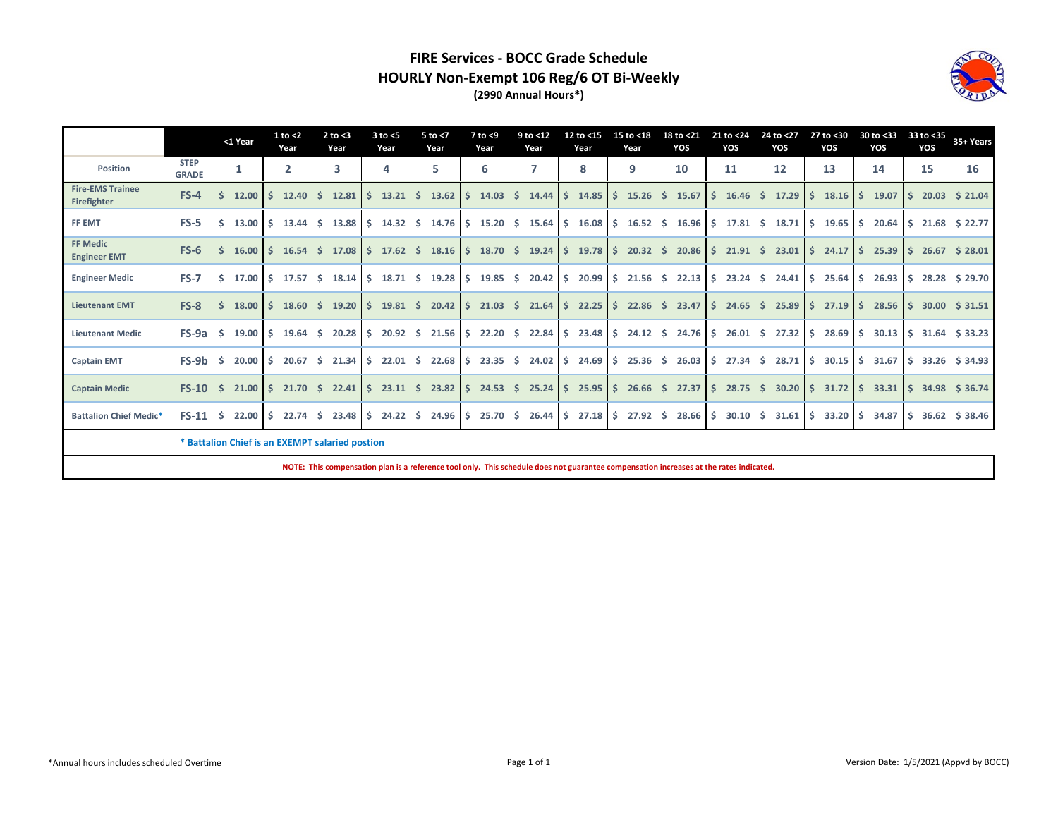# FIRE Services - BOCC Grade Schedule

## HOURLY Non-Exempt 106 Reg/6 OT Bi-Weekly

**(2990 Annual Hours*)**

| | | <1 Year | 1 to <2 Year | 2 to <3 Year | 3 to <5 Year | 5 to <7 Year | 7 to <9 Year | 9 to <12 Year | 12 to <15 Year | 15 to <18 Year | 18 to <21 YOS | 21 to <24 YOS | 24 to <27 YOS | 27 to <30 YOS | 30 to <33 YOS | 33 to <35 YOS | 35+ Years |
|---|---|---|---|---|---|---|---|---|---|---|---|---|---|---|---|---|---|
| **Position** | **STEP GRADE** | **1** | **2** | **3** | **4** | **5** | **6** | **7** | **8** | **9** | **10** | **11** | **12** | **13** | **14** | **15** | **16** |
| Fire-EMS Trainee Firefighter | FS-4 | $ 12.00 | $ 12.40 | $ 12.81 | $ 13.21 | $ 13.62 | $ 14.03 | $ 14.44 | $ 14.85 | $ 15.26 | $ 15.67 | $ 16.46 | $ 17.29 | $ 18.16 | $ 19.07 | $ 20.03 | $ 21.04 |
| FF EMT | FS-5 | $ 13.00 | $ 13.44 | $ 13.88 | $ 14.32 | $ 14.76 | $ 15.20 | $ 15.64 | $ 16.08 | $ 16.52 | $ 16.96 | $ 17.81 | $ 18.71 | $ 19.65 | $ 20.64 | $ 21.68 | $ 22.77 |
| FF Medic Engineer EMT | FS-6 | $ 16.00 | $ 16.54 | $ 17.08 | $ 17.62 | $ 18.16 | $ 18.70 | $ 19.24 | $ 19.78 | $ 20.32 | $ 20.86 | $ 21.91 | $ 23.01 | $ 24.17 | $ 25.39 | $ 26.67 | $ 28.01 |
| Engineer Medic | FS-7 | $ 17.00 | $ 17.57 | $ 18.14 | $ 18.71 | $ 19.28 | $ 19.85 | $ 20.42 | $ 20.99 | $ 21.56 | $ 22.13 | $ 23.24 | $ 24.41 | $ 25.64 | $ 26.93 | $ 28.28 | $ 29.70 |
| Lieutenant EMT | FS-8 | $ 18.00 | $ 18.60 | $ 19.20 | $ 19.81 | $ 20.42 | $ 21.03 | $ 21.64 | $ 22.25 | $ 22.86 | $ 23.47 | $ 24.65 | $ 25.89 | $ 27.19 | $ 28.56 | $ 30.00 | $ 31.51 |
| Lieutenant Medic | FS-9a | $ 19.00 | $ 19.64 | $ 20.28 | $ 20.92 | $ 21.56 | $ 22.20 | $ 22.84 | $ 23.48 | $ 24.12 | $ 24.76 | $ 26.01 | $ 27.32 | $ 28.69 | $ 30.13 | $ 31.64 | $ 33.23 |
| Captain EMT | FS-9b | $ 20.00 | $ 20.67 | $ 21.34 | $ 22.01 | $ 22.68 | $ 23.35 | $ 24.02 | $ 24.69 | $ 25.36 | $ 26.03 | $ 27.34 | $ 28.71 | $ 30.15 | $ 31.67 | $ 33.26 | $ 34.93 |
| Captain Medic | FS-10 | $ 21.00 | $ 21.70 | $ 22.41 | $ 23.11 | $ 23.82 | $ 24.53 | $ 25.24 | $ 25.95 | $ 26.66 | $ 27.37 | $ 28.75 | $ 30.20 | $ 31.72 | $ 33.31 | $ 34.98 | $ 36.74 |
| Battalion Chief Medic* | FS-11 | $ 22.00 | $ 22.74 | $ 23.48 | $ 24.22 | $ 24.96 | $ 25.70 | $ 26.44 | $ 27.18 | $ 27.92 | $ 28.66 | $ 30.10 | $ 31.61 | $ 33.20 | $ 34.87 | $ 36.62 | $ 38.46 |

**\* Battalion Chief is an EXEMPT salaried postion**

**NOTE: This compensation plan is a reference tool only. This schedule does not guarantee compensation increases at the rates indicated.**

*Annual hours includes scheduled Overtime

Version Date: 1/5/2021 (Appvd by BOCC)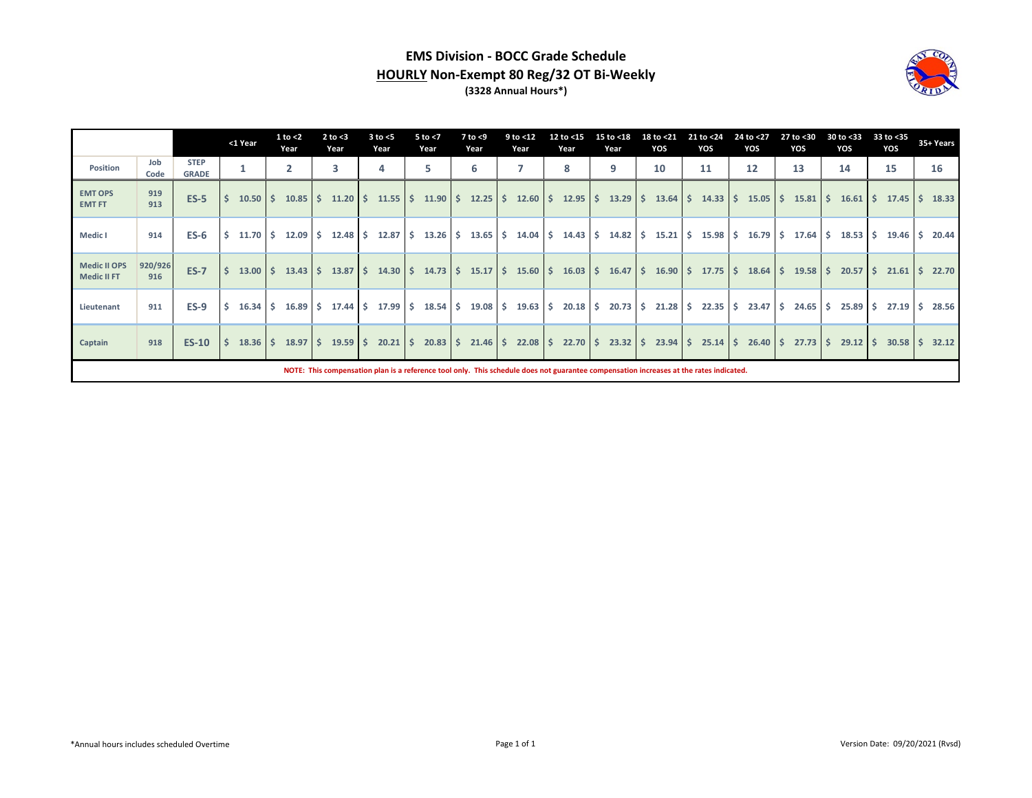# EMS Division - BOCC Grade Schedule

## <u>HOURLY</u> Non-Exempt 80 Reg/32 OT Bi-Weekly

**(3328 Annual Hours*)**

| | | | <1 Year | 1 to <2 Year | 2 to <3 Year | 3 to <5 Year | 5 to <7 Year | 7 to <9 Year | 9 to <12 Year | 12 to <15 Year | 15 to <18 Year | 18 to <21 YOS | 21 to <24 YOS | 24 to <27 YOS | 27 to <30 YOS | 30 to <33 YOS | 33 to <35 YOS | 35+ Years |
|---|---|---|---|---|---|---|---|---|---|---|---|---|---|---|---|---|---|---|
| **Position** | **Job Code** | **STEP GRADE** | **1** | **2** | **3** | **4** | **5** | **6** | **7** | **8** | **9** | **10** | **11** | **12** | **13** | **14** | **15** | **16** |
| **EMT OPS**<br>**EMT FT** | 919<br>913 | **ES-5** | $ 10.50 | $ 10.85 | $ 11.20 | $ 11.55 | $ 11.90 | $ 12.25 | $ 12.60 | $ 12.95 | $ 13.29 | $ 13.64 | $ 14.33 | $ 15.05 | $ 15.81 | $ 16.61 | $ 17.45 | $ 18.33 |
| **Medic I** | 914 | **ES-6** | $ 11.70 | $ 12.09 | $ 12.48 | $ 12.87 | $ 13.26 | $ 13.65 | $ 14.04 | $ 14.43 | $ 14.82 | $ 15.21 | $ 15.98 | $ 16.79 | $ 17.64 | $ 18.53 | $ 19.46 | $ 20.44 |
| **Medic II OPS**<br>**Medic II FT** | 920/926<br>916 | **ES-7** | $ 13.00 | $ 13.43 | $ 13.87 | $ 14.30 | $ 14.73 | $ 15.17 | $ 15.60 | $ 16.03 | $ 16.47 | $ 16.90 | $ 17.75 | $ 18.64 | $ 19.58 | $ 20.57 | $ 21.61 | $ 22.70 |
| **Lieutenant** | 911 | **ES-9** | $ 16.34 | $ 16.89 | $ 17.44 | $ 17.99 | $ 18.54 | $ 19.08 | $ 19.63 | $ 20.18 | $ 20.73 | $ 21.28 | $ 22.35 | $ 23.47 | $ 24.65 | $ 25.89 | $ 27.19 | $ 28.56 |
| **Captain** | 918 | **ES-10** | $ 18.36 | $ 18.97 | $ 19.59 | $ 20.21 | $ 20.83 | $ 21.46 | $ 22.08 | $ 22.70 | $ 23.32 | $ 23.94 | $ 25.14 | $ 26.40 | $ 27.73 | $ 29.12 | $ 30.58 | $ 32.12 |

**NOTE: This compensation plan is a reference tool only. This schedule does not guarantee compensation increases at the rates indicated.**

*Annual hours includes scheduled Overtime

Version Date: 09/20/2021 (Rvsd)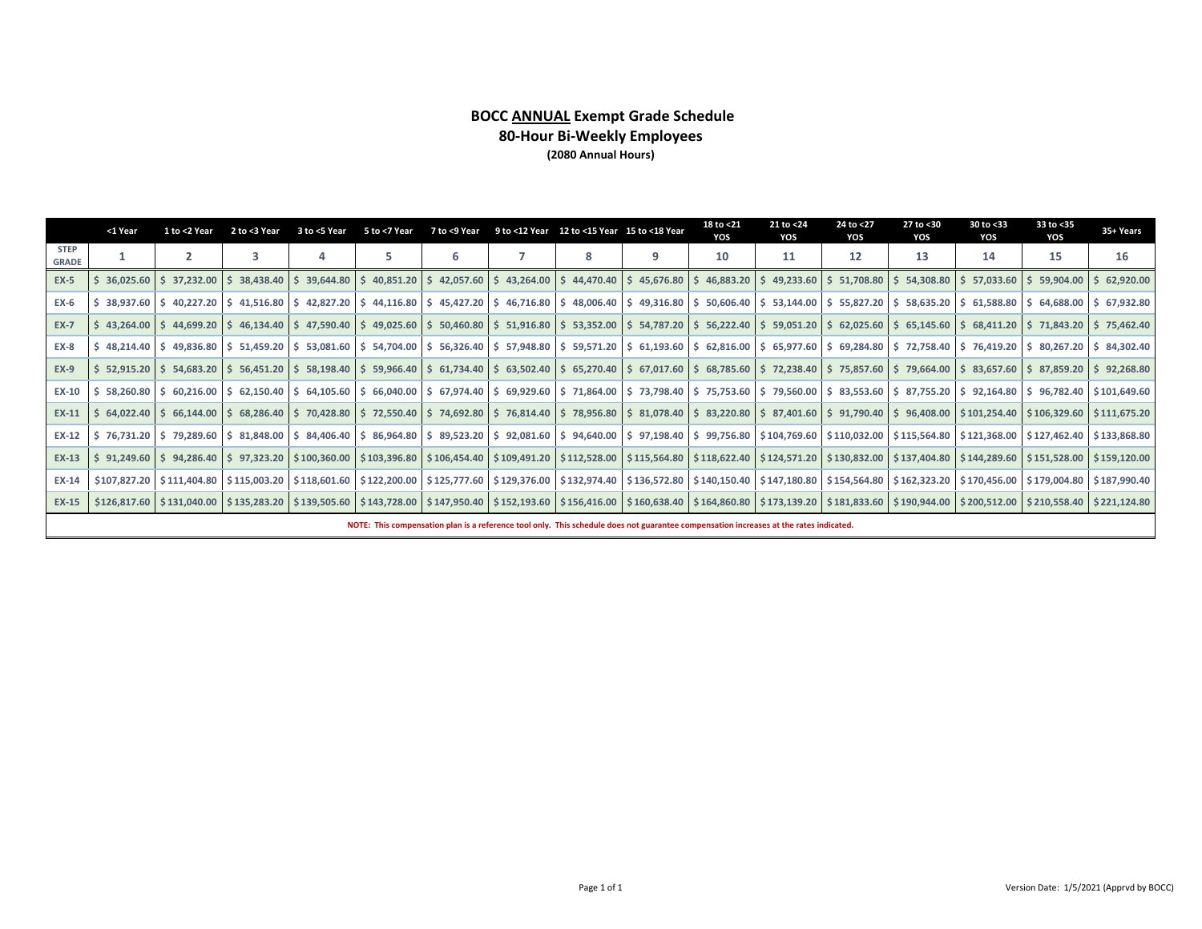## BOCC ANNUAL Exempt Grade Schedule
## 80-Hour Bi-Weekly Employees
**(2080 Annual Hours)**

| | <1 Year | 1 to <2 Year | 2 to <3 Year | 3 to <5 Year | 5 to <7 Year | 7 to <9 Year | 9 to <12 Year | 12 to <15 Year | 15 to <18 Year | 18 to <21 YOS | 21 to <24 YOS | 24 to <27 YOS | 27 to <30 YOS | 30 to <33 YOS | 33 to <35 YOS | 35+ Years |
|---|---|---|---|---|---|---|---|---|---|---|---|---|---|---|---|---|
| **STEP GRADE** | **1** | **2** | **3** | **4** | **5** | **6** | **7** | **8** | **9** | **10** | **11** | **12** | **13** | **14** | **15** | **16** |
| **EX-5** | $ 36,025.60 | $ 37,232.00 | $ 38,438.40 | $ 39,644.80 | $ 40,851.20 | $ 42,057.60 | $ 43,264.00 | $ 44,470.40 | $ 45,676.80 | $ 46,883.20 | $ 49,233.60 | $ 51,708.80 | $ 54,308.80 | $ 57,033.60 | $ 59,904.00 | $ 62,920.00 |
| **EX-6** | $ 38,937.60 | $ 40,227.20 | $ 41,516.80 | $ 42,827.20 | $ 44,116.80 | $ 45,427.20 | $ 46,716.80 | $ 48,006.40 | $ 49,316.80 | $ 50,606.40 | $ 53,144.00 | $ 55,827.20 | $ 58,635.20 | $ 61,588.80 | $ 64,688.00 | $ 67,932.80 |
| **EX-7** | $ 43,264.00 | $ 44,699.20 | $ 46,134.40 | $ 47,590.40 | $ 49,025.60 | $ 50,460.80 | $ 51,916.80 | $ 53,352.00 | $ 54,787.20 | $ 56,222.40 | $ 59,051.20 | $ 62,025.60 | $ 65,145.60 | $ 68,411.20 | $ 71,843.20 | $ 75,462.40 |
| **EX-8** | $ 48,214.40 | $ 49,836.80 | $ 51,459.20 | $ 53,081.60 | $ 54,704.00 | $ 56,326.40 | $ 57,948.80 | $ 59,571.20 | $ 61,193.60 | $ 62,816.00 | $ 65,977.60 | $ 69,284.80 | $ 72,758.40 | $ 76,419.20 | $ 80,267.20 | $ 84,302.40 |
| **EX-9** | $ 52,915.20 | $ 54,683.20 | $ 56,451.20 | $ 58,198.40 | $ 59,966.40 | $ 61,734.40 | $ 63,502.40 | $ 65,270.40 | $ 67,017.60 | $ 68,785.60 | $ 72,238.40 | $ 75,857.60 | $ 79,664.00 | $ 83,657.60 | $ 87,859.20 | $ 92,268.80 |
| **EX-10** | $ 58,260.80 | $ 60,216.00 | $ 62,150.40 | $ 64,105.60 | $ 66,040.00 | $ 67,974.40 | $ 69,929.60 | $ 71,864.00 | $ 73,798.40 | $ 75,753.60 | $ 79,560.00 | $ 83,553.60 | $ 87,755.20 | $ 92,164.80 | $ 96,782.40 | $101,649.60 |
| **EX-11** | $ 64,022.40 | $ 66,144.00 | $ 68,286.40 | $ 70,428.80 | $ 72,550.40 | $ 74,692.80 | $ 76,814.40 | $ 78,956.80 | $ 81,078.40 | $ 83,220.80 | $ 87,401.60 | $ 91,790.40 | $ 96,408.00 | $101,254.40 | $106,329.60 | $111,675.20 |
| **EX-12** | $ 76,731.20 | $ 79,289.60 | $ 81,848.00 | $ 84,406.40 | $ 86,964.80 | $ 89,523.20 | $ 92,081.60 | $ 94,640.00 | $ 97,198.40 | $ 99,756.80 | $104,769.60 | $110,032.00 | $115,564.80 | $121,368.00 | $127,462.40 | $133,868.80 |
| **EX-13** | $ 91,249.60 | $ 94,286.40 | $ 97,323.20 | $100,360.00 | $103,396.80 | $106,454.40 | $109,491.20 | $112,528.00 | $115,564.80 | $118,622.40 | $124,571.20 | $130,832.00 | $137,404.80 | $144,289.60 | $151,528.00 | $159,120.00 |
| **EX-14** | $107,827.20 | $111,404.80 | $115,003.20 | $118,601.60 | $122,200.00 | $125,777.60 | $129,376.00 | $132,974.40 | $136,572.80 | $140,150.40 | $147,180.80 | $154,564.80 | $162,323.20 | $170,456.00 | $179,004.80 | $187,990.40 |
| **EX-15** | $126,817.60 | $131,040.00 | $135,283.20 | $139,505.60 | $143,728.00 | $147,950.40 | $152,193.60 | $156,416.00 | $160,638.40 | $164,860.80 | $173,139.20 | $181,833.60 | $190,944.00 | $200,512.00 | $210,558.40 | $221,124.80 |

**NOTE: This compensation plan is a reference tool only. This schedule does not guarantee compensation increases at the rates indicated.**

Version Date: 1/5/2021 (Apprvd by BOCC)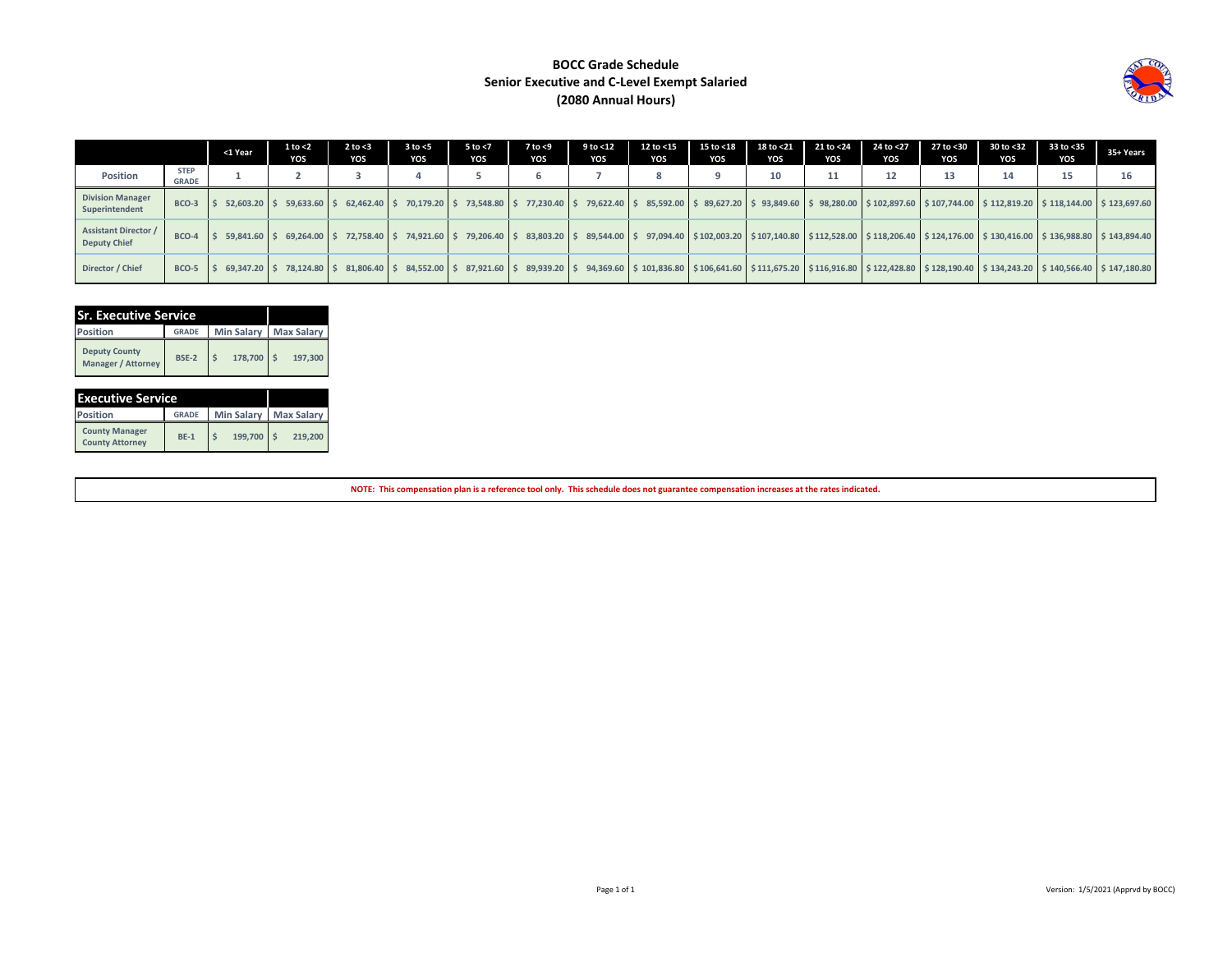# BOCC Grade Schedule
## Senior Executive and C-Level Exempt Salaried
## (2080 Annual Hours)

| | | <1 Year | 1 to <2 YOS | 2 to <3 YOS | 3 to <5 YOS | 5 to <7 YOS | 7 to <9 YOS | 9 to <12 YOS | 12 to <15 YOS | 15 to <18 YOS | 18 to <21 YOS | 21 to <24 YOS | 24 to <27 YOS | 27 to <30 YOS | 30 to <32 YOS | 33 to <35 YOS | 35+ Years |
|---|---|---|---|---|---|---|---|---|---|---|---|---|---|---|---|---|---|
| **Position** | **STEP GRADE** | 1 | 2 | 3 | 4 | 5 | 6 | 7 | 8 | 9 | 10 | 11 | 12 | 13 | 14 | 15 | 16 |
| Division Manager Superintendent | BCO-3 | $ 52,603.20 | $ 59,633.60 | $ 62,462.40 | $ 70,179.20 | $ 73,548.80 | $ 77,230.40 | $ 79,622.40 | $ 85,592.00 | $ 89,627.20 | $ 93,849.60 | $ 98,280.00 | $ 102,897.60 | $ 107,744.00 | $ 112,819.20 | $ 118,144.00 | $ 123,697.60 |
| Assistant Director / Deputy Chief | BCO-4 | $ 59,841.60 | $ 69,264.00 | $ 72,758.40 | $ 74,921.60 | $ 79,206.40 | $ 83,803.20 | $ 89,544.00 | $ 97,094.40 | $ 102,003.20 | $ 107,140.80 | $ 112,528.00 | $ 118,206.40 | $ 124,176.00 | $ 130,416.00 | $ 136,988.80 | $ 143,894.40 |
| Director / Chief | BCO-5 | $ 69,347.20 | $ 78,124.80 | $ 81,806.40 | $ 84,552.00 | $ 87,921.60 | $ 89,939.20 | $ 94,369.60 | $ 101,836.80 | $ 106,641.60 | $ 111,675.20 | $ 116,916.80 | $ 122,428.80 | $ 128,190.40 | $ 134,243.20 | $ 140,566.40 | $ 147,180.80 |

| Sr. Executive Service | | | |
|---|---|---|---|
| **Position** | **GRADE** | **Min Salary** | **Max Salary** |
| Deputy County Manager / Attorney | BSE-2 | $ 178,700 | $ 197,300 |

| Executive Service | | | |
|---|---|---|---|
| **Position** | **GRADE** | **Min Salary** | **Max Salary** |
| County Manager County Attorney | BE-1 | $ 199,700 | $ 219,200 |

**NOTE: This compensation plan is a reference tool only. This schedule does not guarantee compensation increases at the rates indicated.**

Version: 1/5/2021 (Apprvd by BOCC)